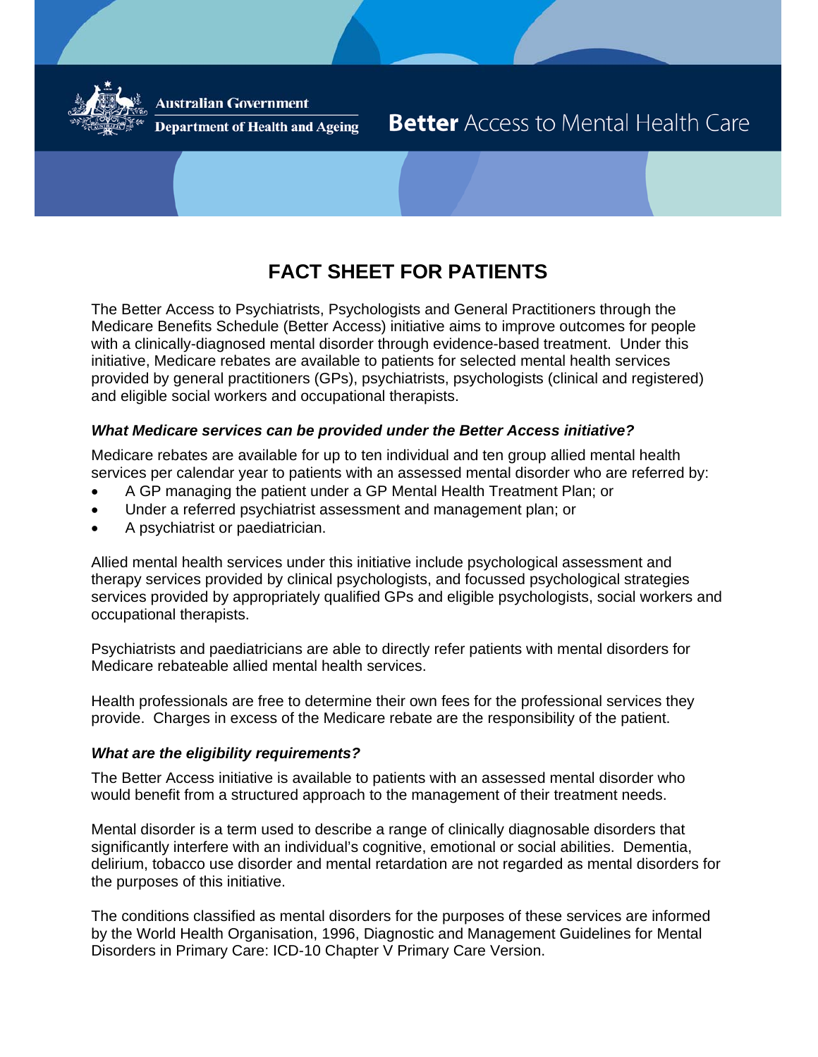Australian Government
Department of Health and Ageing

**Better** Access to Mental Health Care

# FACT SHEET FOR PATIENTS

The Better Access to Psychiatrists, Psychologists and General Practitioners through the Medicare Benefits Schedule (Better Access) initiative aims to improve outcomes for people with a clinically-diagnosed mental disorder through evidence-based treatment. Under this initiative, Medicare rebates are available to patients for selected mental health services provided by general practitioners (GPs), psychiatrists, psychologists (clinical and registered) and eligible social workers and occupational therapists.

### *What Medicare services can be provided under the Better Access initiative?*

Medicare rebates are available for up to ten individual and ten group allied mental health services per calendar year to patients with an assessed mental disorder who are referred by:

- A GP managing the patient under a GP Mental Health Treatment Plan; or
- Under a referred psychiatrist assessment and management plan; or
- A psychiatrist or paediatrician.

Allied mental health services under this initiative include psychological assessment and therapy services provided by clinical psychologists, and focussed psychological strategies services provided by appropriately qualified GPs and eligible psychologists, social workers and occupational therapists.

Psychiatrists and paediatricians are able to directly refer patients with mental disorders for Medicare rebateable allied mental health services.

Health professionals are free to determine their own fees for the professional services they provide. Charges in excess of the Medicare rebate are the responsibility of the patient.

### *What are the eligibility requirements?*

The Better Access initiative is available to patients with an assessed mental disorder who would benefit from a structured approach to the management of their treatment needs.

Mental disorder is a term used to describe a range of clinically diagnosable disorders that significantly interfere with an individual's cognitive, emotional or social abilities. Dementia, delirium, tobacco use disorder and mental retardation are not regarded as mental disorders for the purposes of this initiative.

The conditions classified as mental disorders for the purposes of these services are informed by the World Health Organisation, 1996, Diagnostic and Management Guidelines for Mental Disorders in Primary Care: ICD-10 Chapter V Primary Care Version.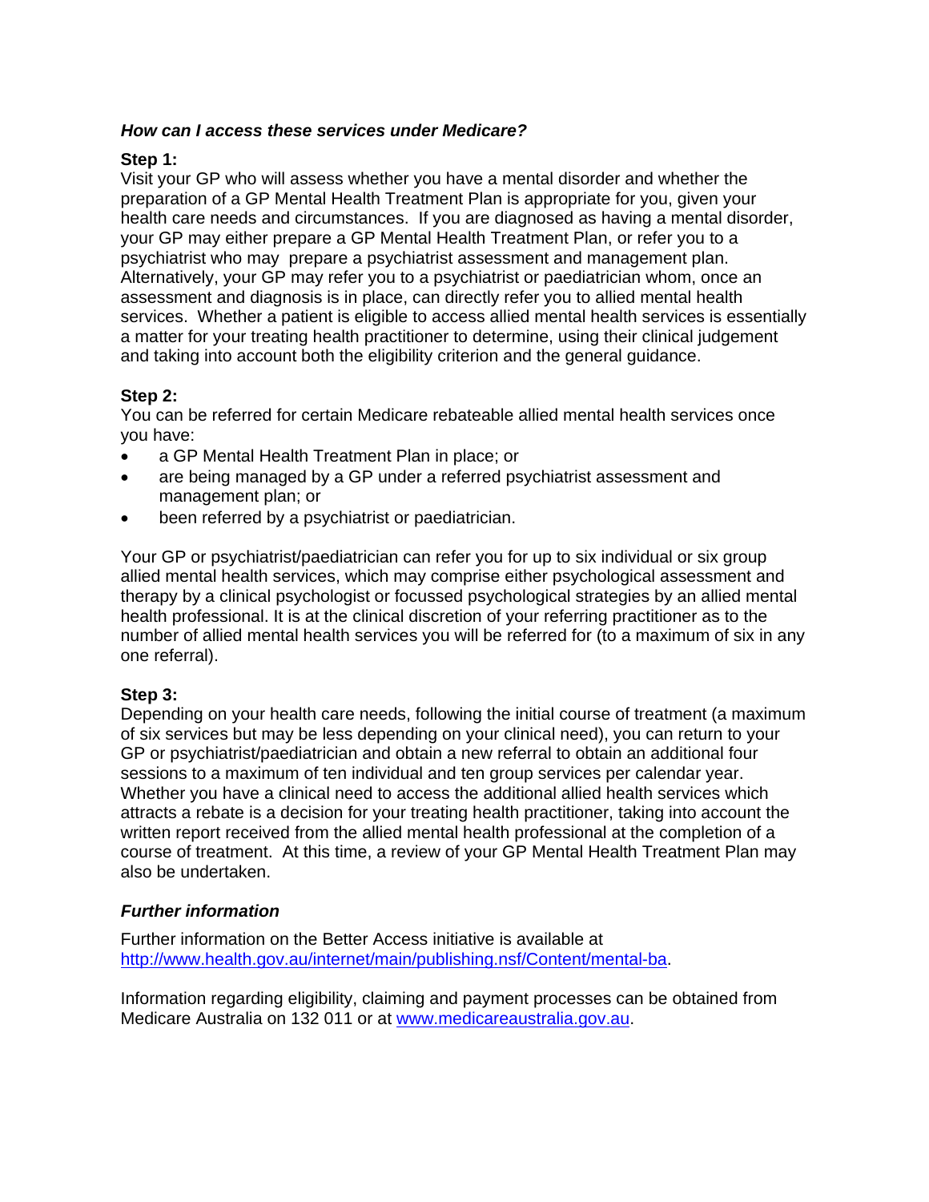***How can I access these services under Medicare?***

**Step 1:**
Visit your GP who will assess whether you have a mental disorder and whether the preparation of a GP Mental Health Treatment Plan is appropriate for you, given your health care needs and circumstances. If you are diagnosed as having a mental disorder, your GP may either prepare a GP Mental Health Treatment Plan, or refer you to a psychiatrist who may prepare a psychiatrist assessment and management plan. Alternatively, your GP may refer you to a psychiatrist or paediatrician whom, once an assessment and diagnosis is in place, can directly refer you to allied mental health services. Whether a patient is eligible to access allied mental health services is essentially a matter for your treating health practitioner to determine, using their clinical judgement and taking into account both the eligibility criterion and the general guidance.

**Step 2:**
You can be referred for certain Medicare rebateable allied mental health services once you have:

- a GP Mental Health Treatment Plan in place; or
- are being managed by a GP under a referred psychiatrist assessment and management plan; or
- been referred by a psychiatrist or paediatrician.

Your GP or psychiatrist/paediatrician can refer you for up to six individual or six group allied mental health services, which may comprise either psychological assessment and therapy by a clinical psychologist or focussed psychological strategies by an allied mental health professional. It is at the clinical discretion of your referring practitioner as to the number of allied mental health services you will be referred for (to a maximum of six in any one referral).

**Step 3:**
Depending on your health care needs, following the initial course of treatment (a maximum of six services but may be less depending on your clinical need), you can return to your GP or psychiatrist/paediatrician and obtain a new referral to obtain an additional four sessions to a maximum of ten individual and ten group services per calendar year. Whether you have a clinical need to access the additional allied health services which attracts a rebate is a decision for your treating health practitioner, taking into account the written report received from the allied mental health professional at the completion of a course of treatment. At this time, a review of your GP Mental Health Treatment Plan may also be undertaken.

***Further information***

Further information on the Better Access initiative is available at http://www.health.gov.au/internet/main/publishing.nsf/Content/mental-ba.

Information regarding eligibility, claiming and payment processes can be obtained from Medicare Australia on 132 011 or at www.medicareaustralia.gov.au.